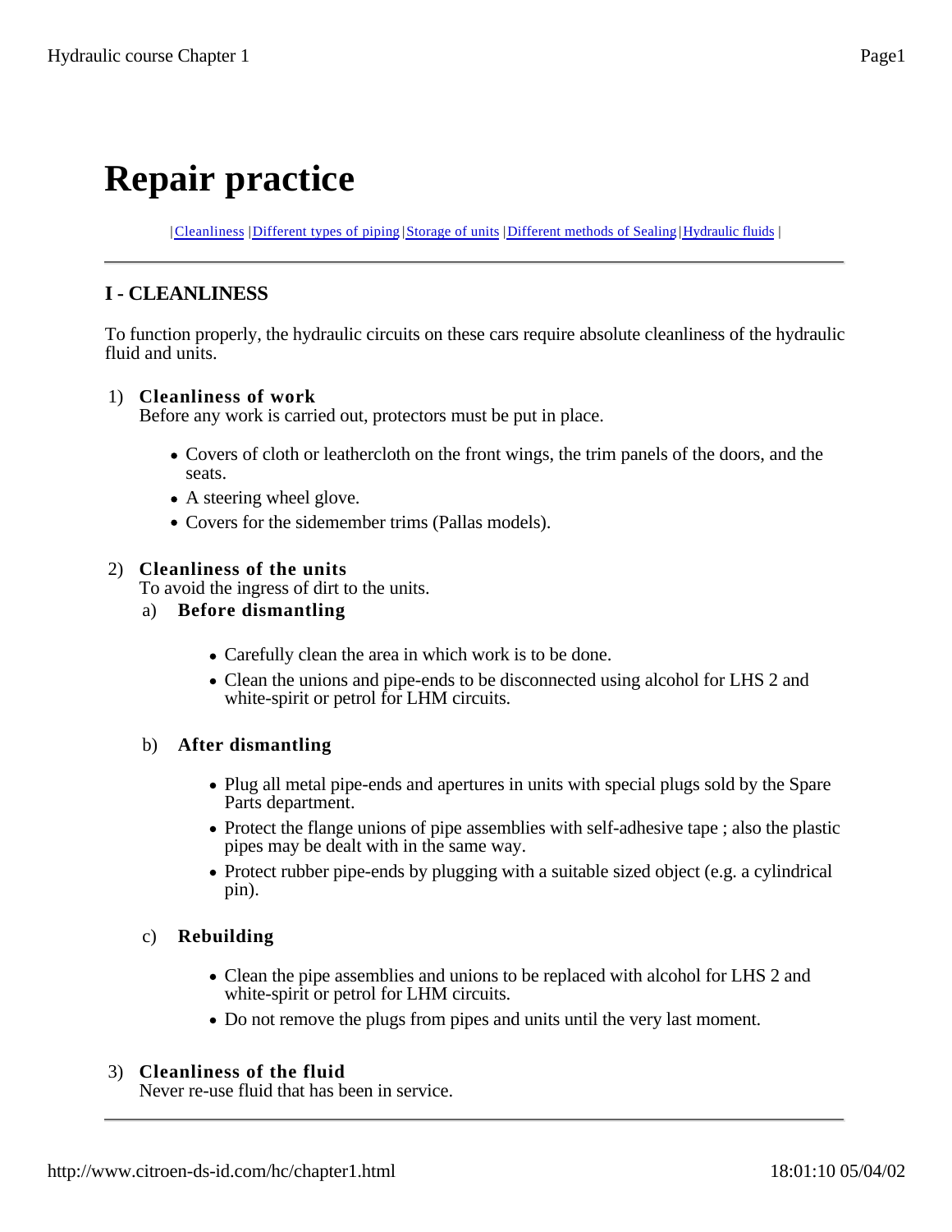# Repair practice

|Cleanliness |Different types of piping|Storage of units |Different methods of Sealing|Hydraulic fluids |

---

## I - CLEANLINESS

To function properly, the hydraulic circuits on these cars require absolute cleanliness of the hydraulic fluid and units.

1) **Cleanliness of work**
Before any work is carried out, protectors must be put in place.

- Covers of cloth or leathercloth on the front wings, the trim panels of the doors, and the seats.
- A steering wheel glove.
- Covers for the sidemember trims (Pallas models).

2) **Cleanliness of the units**
To avoid the ingress of dirt to the units.

a) **Before dismantling**

- Carefully clean the area in which work is to be done.
- Clean the unions and pipe-ends to be disconnected using alcohol for LHS 2 and white-spirit or petrol for LHM circuits.

b) **After dismantling**

- Plug all metal pipe-ends and apertures in units with special plugs sold by the Spare Parts department.
- Protect the flange unions of pipe assemblies with self-adhesive tape ; also the plastic pipes may be dealt with in the same way.
- Protect rubber pipe-ends by plugging with a suitable sized object (e.g. a cylindrical pin).

c) **Rebuilding**

- Clean the pipe assemblies and unions to be replaced with alcohol for LHS 2 and white-spirit or petrol for LHM circuits.
- Do not remove the plugs from pipes and units until the very last moment.

3) **Cleanliness of the fluid**
Never re-use fluid that has been in service.

---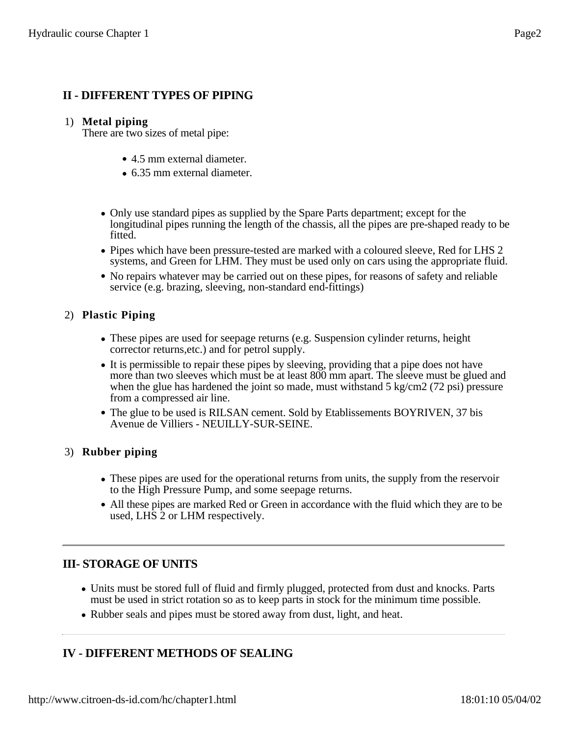## II - DIFFERENT TYPES OF PIPING

1) **Metal piping**
   There are two sizes of metal pipe:

   - 4.5 mm external diameter.
   - 6.35 mm external diameter.

- Only use standard pipes as supplied by the Spare Parts department; except for the longitudinal pipes running the length of the chassis, all the pipes are pre-shaped ready to be fitted.
- Pipes which have been pressure-tested are marked with a coloured sleeve, Red for LHS 2 systems, and Green for LHM. They must be used only on cars using the appropriate fluid.
- No repairs whatever may be carried out on these pipes, for reasons of safety and reliable service (e.g. brazing, sleeving, non-standard end-fittings)

2) **Plastic Piping**

- These pipes are used for seepage returns (e.g. Suspension cylinder returns, height corrector returns,etc.) and for petrol supply.
- It is permissible to repair these pipes by sleeving, providing that a pipe does not have more than two sleeves which must be at least 800 mm apart. The sleeve must be glued and when the glue has hardened the joint so made, must withstand 5 kg/cm2 (72 psi) pressure from a compressed air line.
- The glue to be used is RILSAN cement. Sold by Etablissements BOYRIVEN, 37 bis Avenue de Villiers - NEUILLY-SUR-SEINE.

3) **Rubber piping**

- These pipes are used for the operational returns from units, the supply from the reservoir to the High Pressure Pump, and some seepage returns.
- All these pipes are marked Red or Green in accordance with the fluid which they are to be used, LHS 2 or LHM respectively.

---

## III- STORAGE OF UNITS

- Units must be stored full of fluid and firmly plugged, protected from dust and knocks. Parts must be used in strict rotation so as to keep parts in stock for the minimum time possible.
- Rubber seals and pipes must be stored away from dust, light, and heat.

---

## IV - DIFFERENT METHODS OF SEALING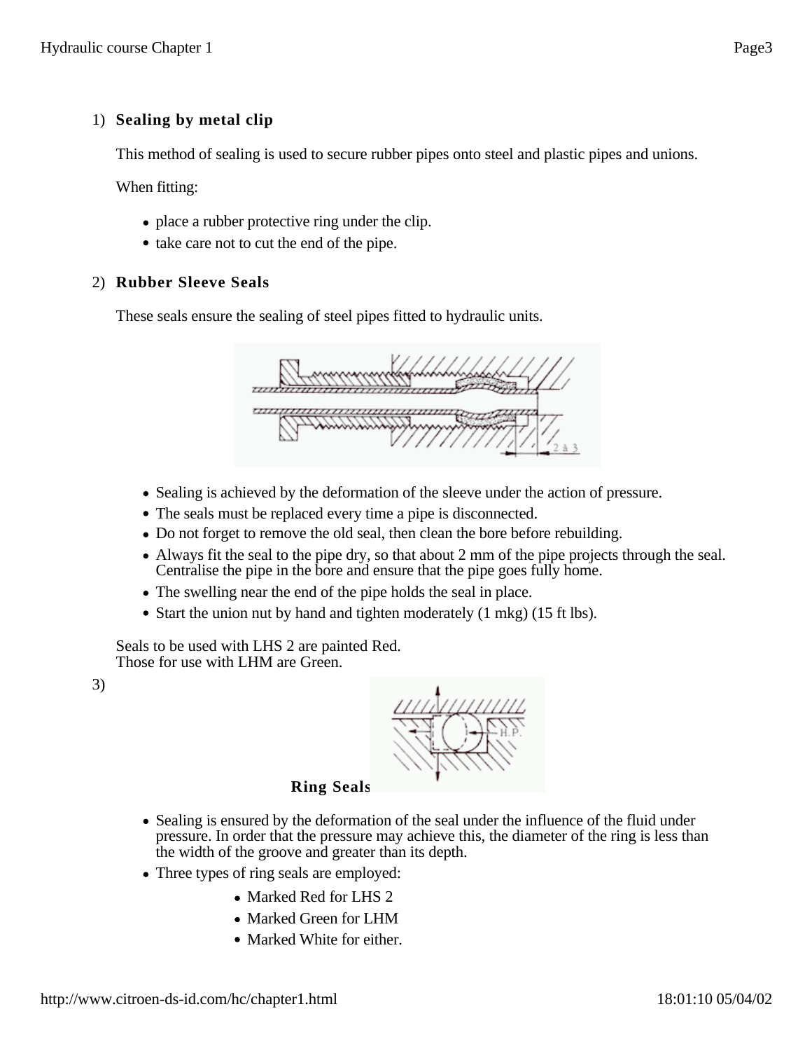1) **Sealing by metal clip**

This method of sealing is used to secure rubber pipes onto steel and plastic pipes and unions.

When fitting:

- place a rubber protective ring under the clip.
- take care not to cut the end of the pipe.

2) **Rubber Sleeve Seals**

These seals ensure the sealing of steel pipes fitted to hydraulic units.

- Sealing is achieved by the deformation of the sleeve under the action of pressure.
- The seals must be replaced every time a pipe is disconnected.
- Do not forget to remove the old seal, then clean the bore before rebuilding.
- Always fit the seal to the pipe dry, so that about 2 mm of the pipe projects through the seal. Centralise the pipe in the bore and ensure that the pipe goes fully home.
- The swelling near the end of the pipe holds the seal in place.
- Start the union nut by hand and tighten moderately (1 mkg) (15 ft lbs).

Seals to be used with LHS 2 are painted Red.
Those for use with LHM are Green.

3) **Ring Seals**

- Sealing is ensured by the deformation of the seal under the influence of the fluid under pressure. In order that the pressure may achieve this, the diameter of the ring is less than the width of the groove and greater than its depth.
- Three types of ring seals are employed:
    - Marked Red for LHS 2
    - Marked Green for LHM
    - Marked White for either.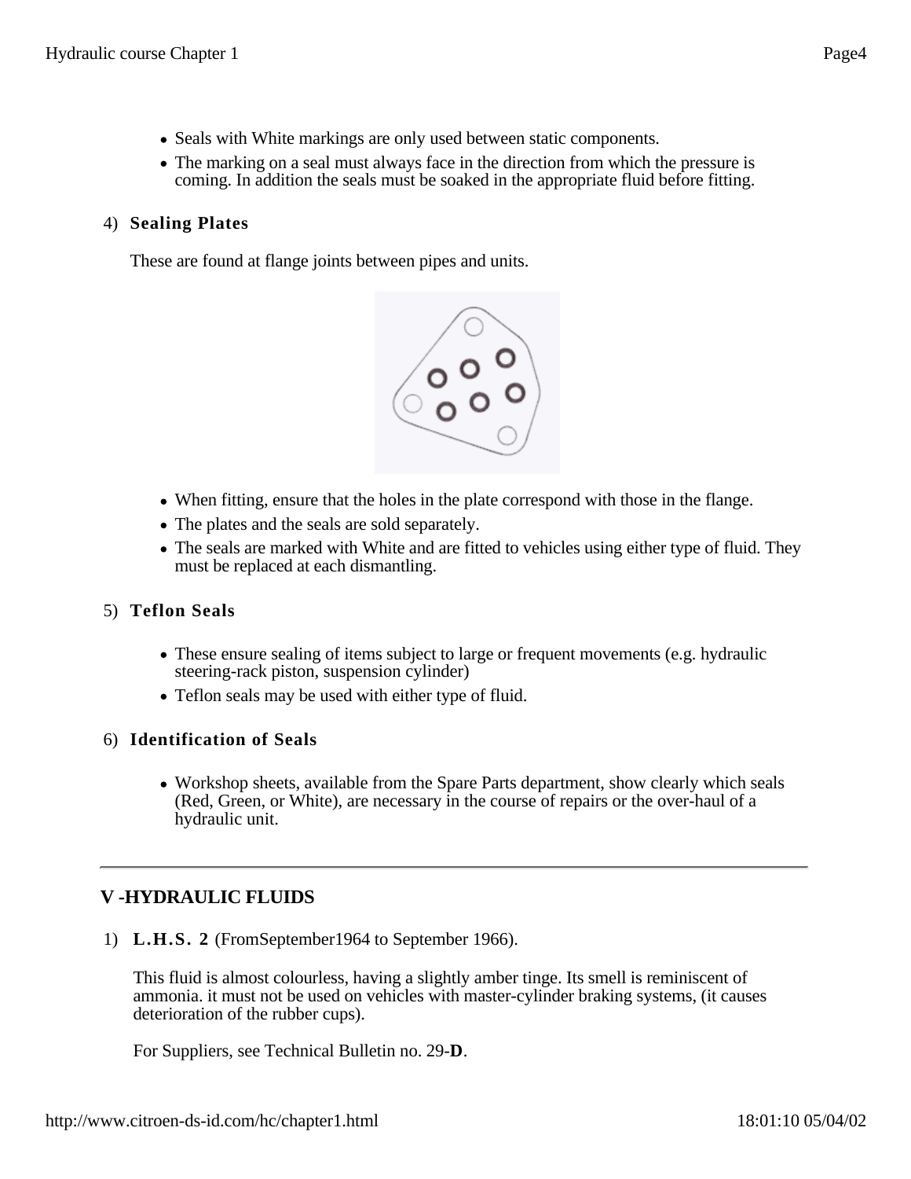- Seals with White markings are only used between static components.
- The marking on a seal must always face in the direction from which the pressure is coming. In addition the seals must be soaked in the appropriate fluid before fitting.

4) **Sealing Plates**

These are found at flange joints between pipes and units.

- When fitting, ensure that the holes in the plate correspond with those in the flange.
- The plates and the seals are sold separately.
- The seals are marked with White and are fitted to vehicles using either type of fluid. They must be replaced at each dismantling.

5) **Teflon Seals**

- These ensure sealing of items subject to large or frequent movements (e.g. hydraulic steering-rack piston, suspension cylinder)
- Teflon seals may be used with either type of fluid.

6) **Identification of Seals**

- Workshop sheets, available from the Spare Parts department, show clearly which seals (Red, Green, or White), are necessary in the course of repairs or the over-haul of a hydraulic unit.

---

## V -HYDRAULIC FLUIDS

1) **L.H.S. 2** (FromSeptember1964 to September 1966).

This fluid is almost colourless, having a slightly amber tinge. Its smell is reminiscent of ammonia. it must not be used on vehicles with master-cylinder braking systems, (it causes deterioration of the rubber cups).

For Suppliers, see Technical Bulletin no. 29-**D**.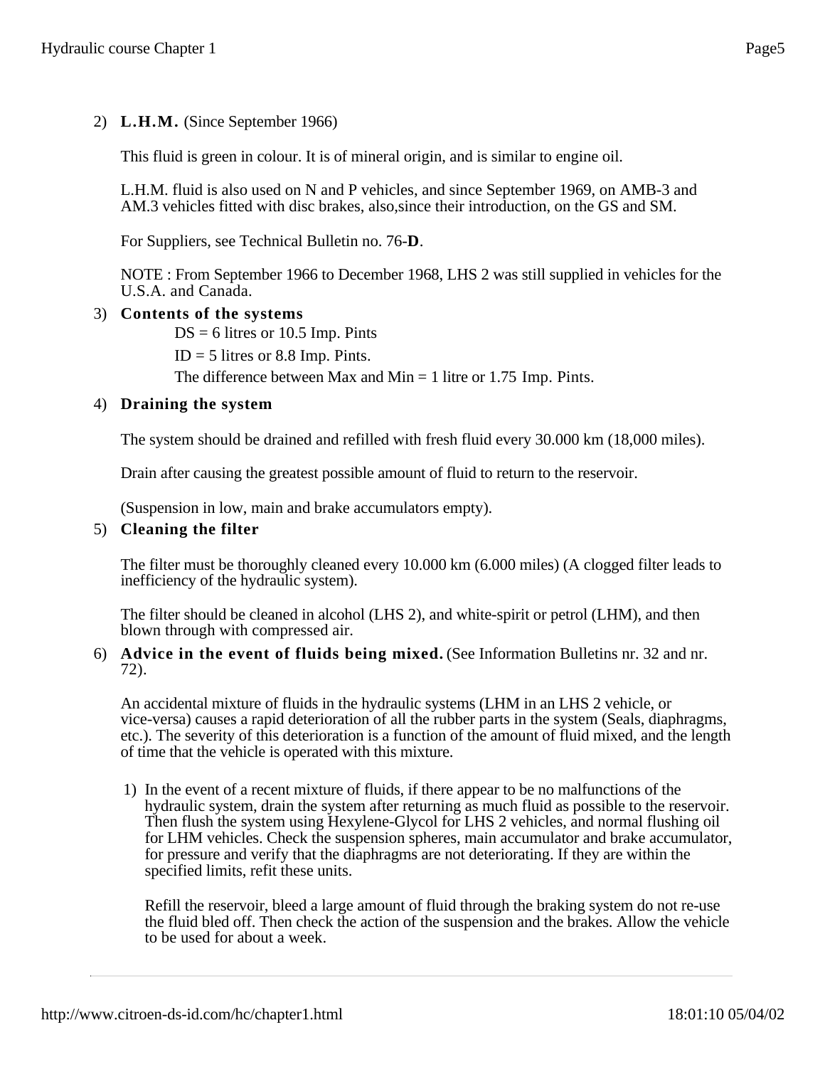2) **L.H.M.** (Since September 1966)

   This fluid is green in colour. It is of mineral origin, and is similar to engine oil.

   L.H.M. fluid is also used on N and P vehicles, and since September 1969, on AMB-3 and AM.3 vehicles fitted with disc brakes, also,since their introduction, on the GS and SM.

   For Suppliers, see Technical Bulletin no. 76-**D**.

   NOTE : From September 1966 to December 1968, LHS 2 was still supplied in vehicles for the U.S.A. and Canada.

3) **Contents of the systems**

   DS = 6 litres or 10.5 Imp. Pints

   ID = 5 litres or 8.8 Imp. Pints.

   The difference between Max and Min = 1 litre or 1.75 Imp. Pints.

4) **Draining the system**

   The system should be drained and refilled with fresh fluid every 30.000 km (18,000 miles).

   Drain after causing the greatest possible amount of fluid to return to the reservoir.

   (Suspension in low, main and brake accumulators empty).

5) **Cleaning the filter**

   The filter must be thoroughly cleaned every 10.000 km (6.000 miles) (A clogged filter leads to inefficiency of the hydraulic system).

   The filter should be cleaned in alcohol (LHS 2), and white-spirit or petrol (LHM), and then blown through with compressed air.

6) **Advice in the event of fluids being mixed.** (See Information Bulletins nr. 32 and nr. 72).

   An accidental mixture of fluids in the hydraulic systems (LHM in an LHS 2 vehicle, or vice-versa) causes a rapid deterioration of all the rubber parts in the system (Seals, diaphragms, etc.). The severity of this deterioration is a function of the amount of fluid mixed, and the length of time that the vehicle is operated with this mixture.

   1) In the event of a recent mixture of fluids, if there appear to be no malfunctions of the hydraulic system, drain the system after returning as much fluid as possible to the reservoir. Then flush the system using Hexylene-Glycol for LHS 2 vehicles, and normal flushing oil for LHM vehicles. Check the suspension spheres, main accumulator and brake accumulator, for pressure and verify that the diaphragms are not deteriorating. If they are within the specified limits, refit these units.

      Refill the reservoir, bleed a large amount of fluid through the braking system do not re-use the fluid bled off. Then check the action of the suspension and the brakes. Allow the vehicle to be used for about a week.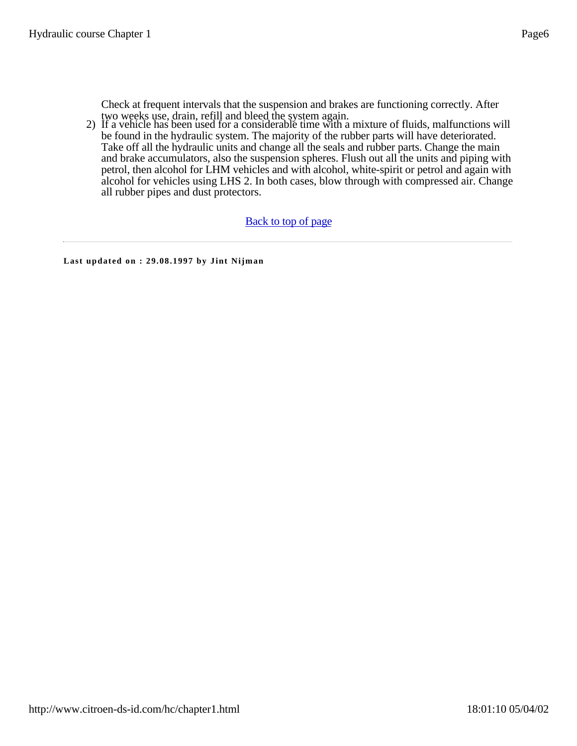Check at frequent intervals that the suspension and brakes are functioning correctly. After two weeks use, drain, refill and bleed the system again.

2) If a vehicle has been used for a considerable time with a mixture of fluids, malfunctions will be found in the hydraulic system. The majority of the rubber parts will have deteriorated. Take off all the hydraulic units and change all the seals and rubber parts. Change the main and brake accumulators, also the suspension spheres. Flush out all the units and piping with petrol, then alcohol for LHM vehicles and with alcohol, white-spirit or petrol and again with alcohol for vehicles using LHS 2. In both cases, blow through with compressed air. Change all rubber pipes and dust protectors.

Back to top of page

---

**Last updated on : 29.08.1997 by Jint Nijman**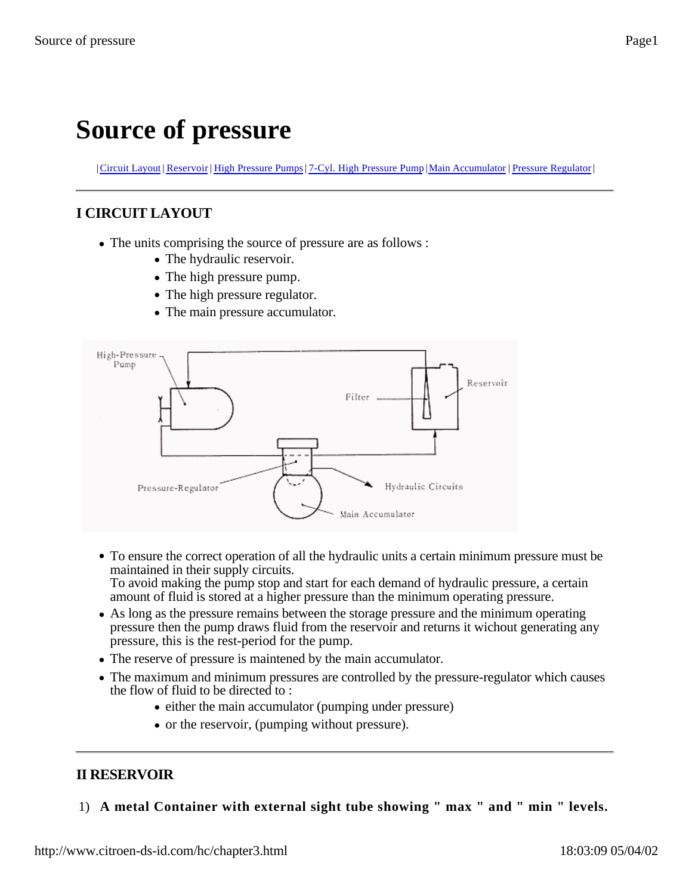# Source of pressure

|Circuit Layout|Reservoir|High Pressure Pumps|7-Cyl. High Pressure Pump|Main Accumulator|Pressure Regulator|

---

## I CIRCUIT LAYOUT

- The units comprising the source of pressure are as follows :
  - The hydraulic reservoir.
  - The high pressure pump.
  - The high pressure regulator.
  - The main pressure accumulator.

High-Pressure Pump

Filter

Reservoir

Pressure-Regulator

Hydraulic Circuits

Main Accumulator

- To ensure the correct operation of all the hydraulic units a certain minimum pressure must be maintained in their supply circuits.  
  To avoid making the pump stop and start for each demand of hydraulic pressure, a certain amount of fluid is stored at a higher pressure than the minimum operating pressure.
- As long as the pressure remains between the storage pressure and the minimum operating pressure then the pump draws fluid from the reservoir and returns it wichout generating any pressure, this is the rest-period for the pump.
- The reserve of pressure is maintened by the main accumulator.
- The maximum and minimum pressures are controlled by the pressure-regulator which causes the flow of fluid to be directed to :
  - either the main accumulator (pumping under pressure)
  - or the reservoir, (pumping without pressure).

---

## II RESERVOIR

1) **A metal Container with external sight tube showing " max " and " min " levels.**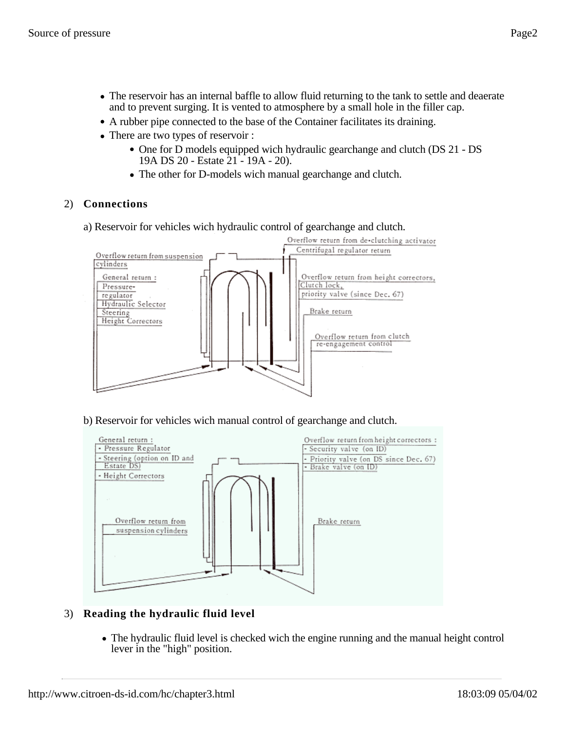- The reservoir has an internal baffle to allow fluid returning to the tank to settle and deaerate and to prevent surging. It is vented to atmosphere by a small hole in the filler cap.
- A rubber pipe connected to the base of the Container facilitates its draining.
- There are two types of reservoir :
  - One for D models equipped wich hydraulic gearchange and clutch (DS 21 - DS 19A DS 20 - Estate 21 - 19A - 20).
  - The other for D-models wich manual gearchange and clutch.

2) **Connections**

a) Reservoir for vehicles wich hydraulic control of gearchange and clutch.

Overflow return from de-clutching activator

Centrifugal regulator return

Overflow return from suspension cylinders

General return :
Pressure-regulator
Hydraulic Selector
Steering
Height Correctors

Overflow return from height correctors,
Clutch lock,
priority valve (since Dec. 67)

Brake return

Overflow return from clutch re-engagement control

b) Reservoir for vehicles wich manual control of gearchange and clutch.

General return :
- Pressure Regulator
- Steering (option on ID and Estate DS)
- Height Correctors

Overflow return from height correctors :
- Security valve (on ID)
- Priority valve (on DS since Dec. 67)
- Brake valve (on ID)

Overflow return from suspension cylinders

Brake return

3) **Reading the hydraulic fluid level**

- The hydraulic fluid level is checked wich the engine running and the manual height control lever in the "high" position.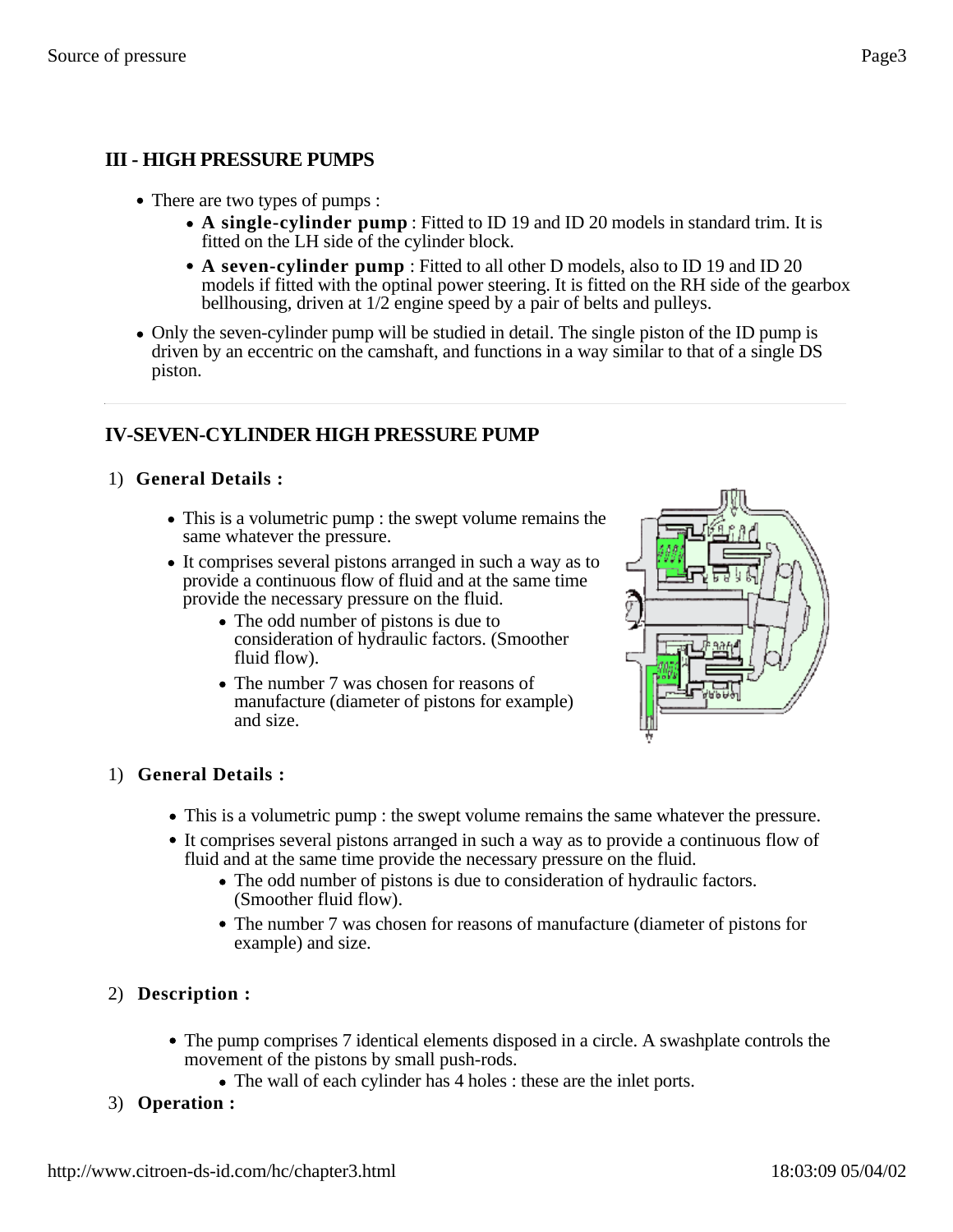## III - HIGH PRESSURE PUMPS

- There are two types of pumps :
  - **A single-cylinder pump** : Fitted to ID 19 and ID 20 models in standard trim. It is fitted on the LH side of the cylinder block.
  - **A seven-cylinder pump** : Fitted to all other D models, also to ID 19 and ID 20 models if fitted with the optinal power steering. It is fitted on the RH side of the gearbox bellhousing, driven at 1/2 engine speed by a pair of belts and pulleys.
- Only the seven-cylinder pump will be studied in detail. The single piston of the ID pump is driven by an eccentric on the camshaft, and functions in a way similar to that of a single DS piston.

---

## IV-SEVEN-CYLINDER HIGH PRESSURE PUMP

1) **General Details :**

- This is a volumetric pump : the swept volume remains the same whatever the pressure.
- It comprises several pistons arranged in such a way as to provide a continuous flow of fluid and at the same time provide the necessary pressure on the fluid.
  - The odd number of pistons is due to consideration of hydraulic factors. (Smoother fluid flow).
  - The number 7 was chosen for reasons of manufacture (diameter of pistons for example) and size.

1) **General Details :**

- This is a volumetric pump : the swept volume remains the same whatever the pressure.
- It comprises several pistons arranged in such a way as to provide a continuous flow of fluid and at the same time provide the necessary pressure on the fluid.
  - The odd number of pistons is due to consideration of hydraulic factors. (Smoother fluid flow).
  - The number 7 was chosen for reasons of manufacture (diameter of pistons for example) and size.

2) **Description :**

- The pump comprises 7 identical elements disposed in a circle. A swashplate controls the movement of the pistons by small push-rods.
  - The wall of each cylinder has 4 holes : these are the inlet ports.

3) **Operation :**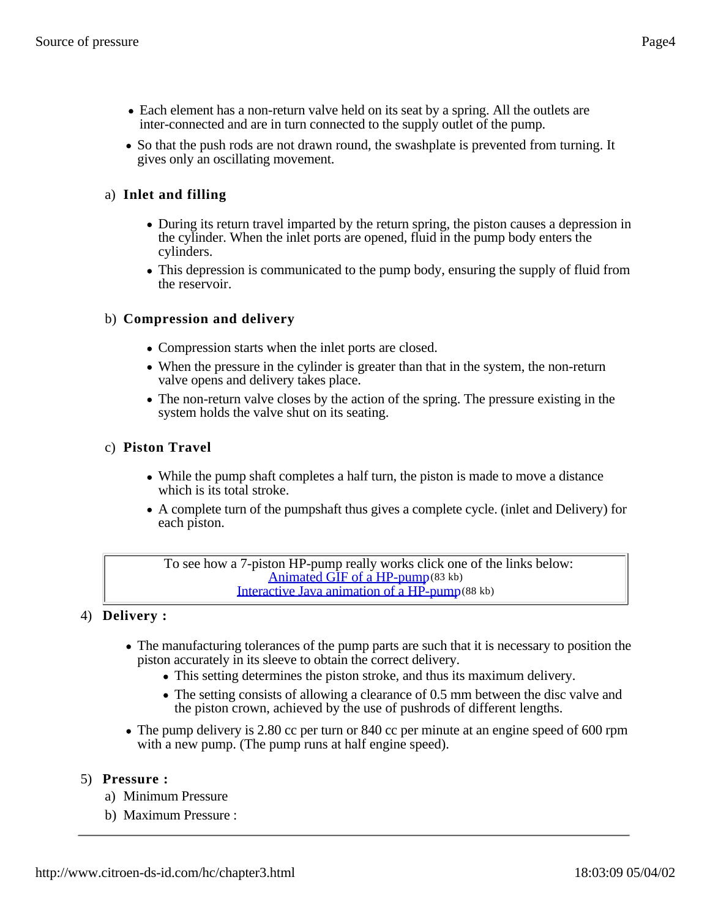- Each element has a non-return valve held on its seat by a spring. All the outlets are inter-connected and are in turn connected to the supply outlet of the pump.
- So that the push rods are not drawn round, the swashplate is prevented from turning. It gives only an oscillating movement.

a) **Inlet and filling**

- During its return travel imparted by the return spring, the piston causes a depression in the cylinder. When the inlet ports are opened, fluid in the pump body enters the cylinders.
- This depression is communicated to the pump body, ensuring the supply of fluid from the reservoir.

b) **Compression and delivery**

- Compression starts when the inlet ports are closed.
- When the pressure in the cylinder is greater than that in the system, the non-return valve opens and delivery takes place.
- The non-return valve closes by the action of the spring. The pressure existing in the system holds the valve shut on its seating.

c) **Piston Travel**

- While the pump shaft completes a half turn, the piston is made to move a distance which is its total stroke.
- A complete turn of the pumpshaft thus gives a complete cycle. (inlet and Delivery) for each piston.

| To see how a 7-piston HP-pump really works click one of the links below:<br>Animated GIF of a HP-pump (83 kb)<br>Interactive Java animation of a HP-pump (88 kb) |
|---|

4) **Delivery :**

- The manufacturing tolerances of the pump parts are such that it is necessary to position the piston accurately in its sleeve to obtain the correct delivery.
  - This setting determines the piston stroke, and thus its maximum delivery.
  - The setting consists of allowing a clearance of 0.5 mm between the disc valve and the piston crown, achieved by the use of pushrods of different lengths.
- The pump delivery is 2.80 cc per turn or 840 cc per minute at an engine speed of 600 rpm with a new pump. (The pump runs at half engine speed).

5) **Pressure :**

a) Minimum Pressure

b) Maximum Pressure :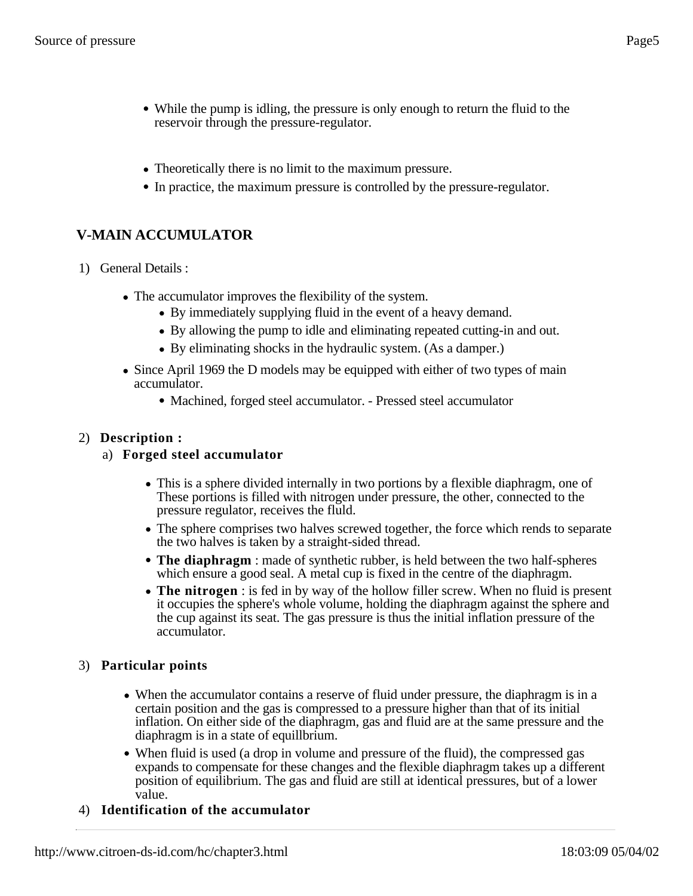- While the pump is idling, the pressure is only enough to return the fluid to the reservoir through the pressure-regulator.

- Theoretically there is no limit to the maximum pressure.
- In practice, the maximum pressure is controlled by the pressure-regulator.

## V-MAIN ACCUMULATOR

1) General Details :

- The accumulator improves the flexibility of the system.
  - By immediately supplying fluid in the event of a heavy demand.
  - By allowing the pump to idle and eliminating repeated cutting-in and out.
  - By eliminating shocks in the hydraulic system. (As a damper.)
- Since April 1969 the D models may be equipped with either of two types of main accumulator.
  - Machined, forged steel accumulator. - Pressed steel accumulator

2) **Description :**

   a) **Forged steel accumulator**

- This is a sphere divided internally in two portions by a flexible diaphragm, one of These portions is filled with nitrogen under pressure, the other, connected to the pressure regulator, receives the fluld.
- The sphere comprises two halves screwed together, the force which rends to separate the two halves is taken by a straight-sided thread.
- **The diaphragm** : made of synthetic rubber, is held between the two half-spheres which ensure a good seal. A metal cup is fixed in the centre of the diaphragm.
- **The nitrogen** : is fed in by way of the hollow filler screw. When no fluid is present it occupies the sphere's whole volume, holding the diaphragm against the sphere and the cup against its seat. The gas pressure is thus the initial inflation pressure of the accumulator.

3) **Particular points**

- When the accumulator contains a reserve of fluid under pressure, the diaphragm is in a certain position and the gas is compressed to a pressure higher than that of its initial inflation. On either side of the diaphragm, gas and fluid are at the same pressure and the diaphragm is in a state of equillbrium.
- When fluid is used (a drop in volume and pressure of the fluid), the compressed gas expands to compensate for these changes and the flexible diaphragm takes up a different position of equilibrium. The gas and fluid are still at identical pressures, but of a lower value.

4) **Identification of the accumulator**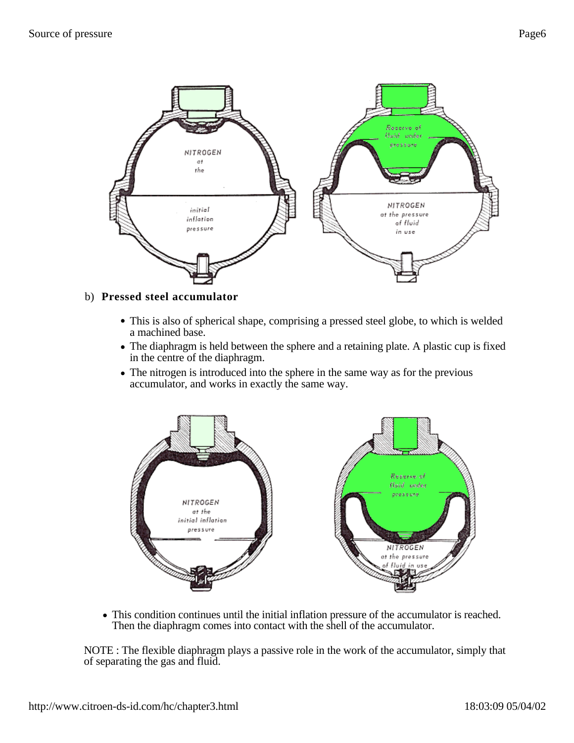b) **Pressed steel accumulator**

- This is also of spherical shape, comprising a pressed steel globe, to which is welded a machined base.
- The diaphragm is held between the sphere and a retaining plate. A plastic cup is fixed in the centre of the diaphragm.
- The nitrogen is introduced into the sphere in the same way as for the previous accumulator, and works in exactly the same way.

- This condition continues until the initial inflation pressure of the accumulator is reached. Then the diaphragm comes into contact with the shell of the accumulator.

NOTE : The flexible diaphragm plays a passive role in the work of the accumulator, simply that of separating the gas and fluid.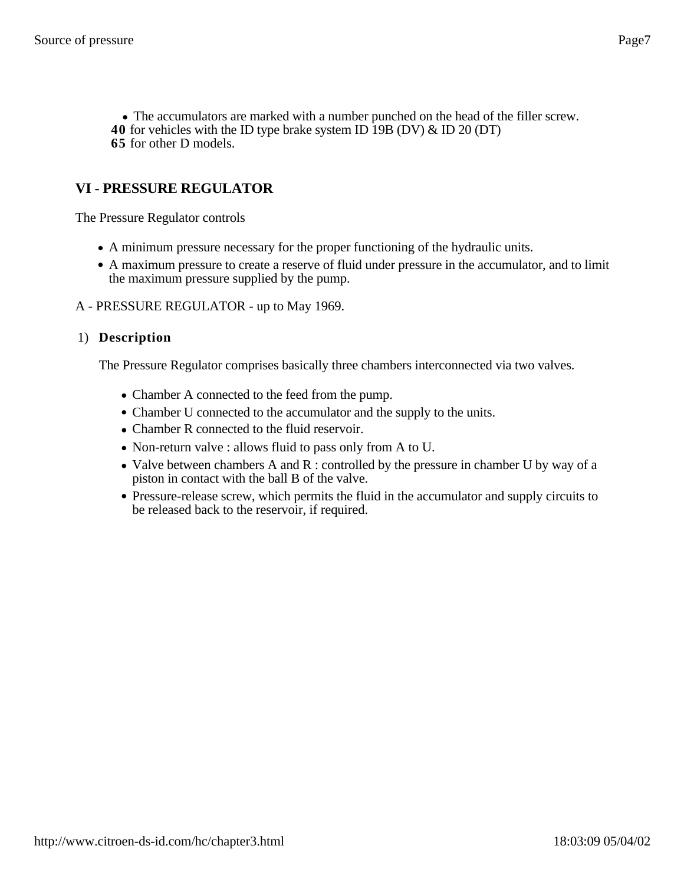- The accumulators are marked with a number punched on the head of the filler screw.

**40** for vehicles with the ID type brake system ID 19B (DV) & ID 20 (DT)
**65** for other D models.

## VI - PRESSURE REGULATOR

The Pressure Regulator controls

- A minimum pressure necessary for the proper functioning of the hydraulic units.
- A maximum pressure to create a reserve of fluid under pressure in the accumulator, and to limit the maximum pressure supplied by the pump.

A - PRESSURE REGULATOR - up to May 1969.

1) **Description**

The Pressure Regulator comprises basically three chambers interconnected via two valves.

- Chamber A connected to the feed from the pump.
- Chamber U connected to the accumulator and the supply to the units.
- Chamber R connected to the fluid reservoir.
- Non-return valve : allows fluid to pass only from A to U.
- Valve between chambers A and R : controlled by the pressure in chamber U by way of a piston in contact with the ball B of the valve.
- Pressure-release screw, which permits the fluid in the accumulator and supply circuits to be released back to the reservoir, if required.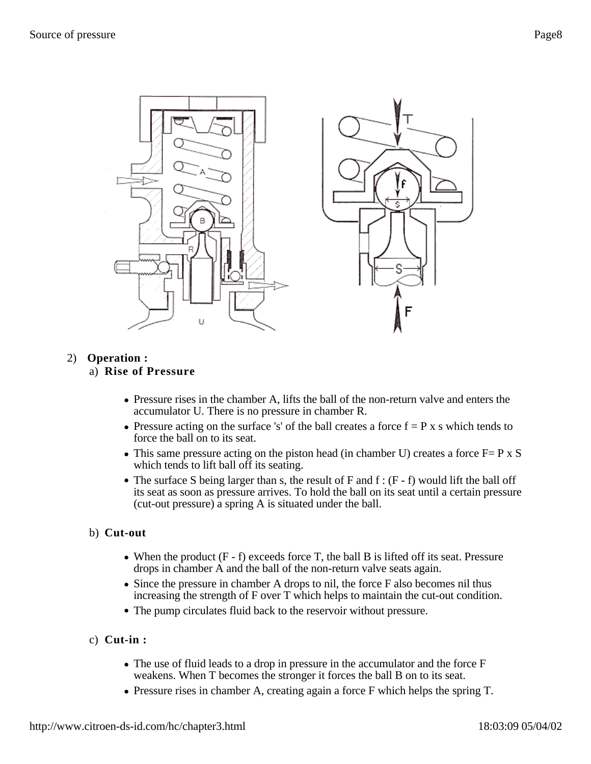2) **Operation :**

a) **Rise of Pressure**

- Pressure rises in the chamber A, lifts the ball of the non-return valve and enters the accumulator U. There is no pressure in chamber R.
- Pressure acting on the surface 's' of the ball creates a force $f = P \times s$ which tends to force the ball on to its seat.
- This same pressure acting on the piston head (in chamber U) creates a force $F = P \times S$ which tends to lift ball off its seating.
- The surface S being larger than s, the result of F and f : $(F - f)$ would lift the ball off its seat as soon as pressure arrives. To hold the ball on its seat until a certain pressure (cut-out pressure) a spring A is situated under the ball.

b) **Cut-out**

- When the product $(F - f)$ exceeds force T, the ball B is lifted off its seat. Pressure drops in chamber A and the ball of the non-return valve seats again.
- Since the pressure in chamber A drops to nil, the force F also becomes nil thus increasing the strength of F over T which helps to maintain the cut-out condition.
- The pump circulates fluid back to the reservoir without pressure.

c) **Cut-in :**

- The use of fluid leads to a drop in pressure in the accumulator and the force F weakens. When T becomes the stronger it forces the ball B on to its seat.
- Pressure rises in chamber A, creating again a force F which helps the spring T.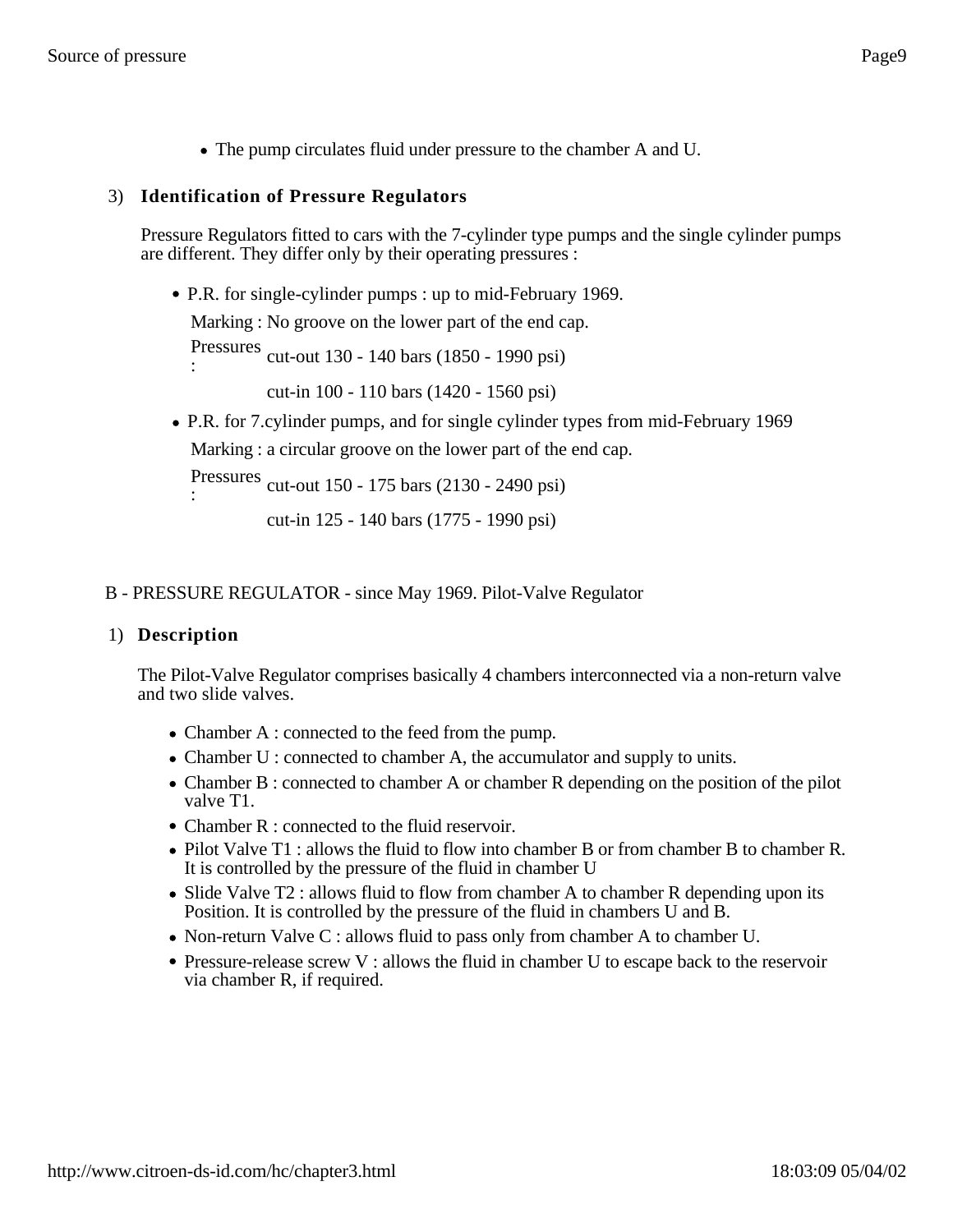- The pump circulates fluid under pressure to the chamber A and U.

### 3) Identification of Pressure Regulators

Pressure Regulators fitted to cars with the 7-cylinder type pumps and the single cylinder pumps are different. They differ only by their operating pressures :

- P.R. for single-cylinder pumps : up to mid-February 1969.

  Marking : No groove on the lower part of the end cap.

  Pressures : cut-out 130 - 140 bars (1850 - 1990 psi)

  cut-in 100 - 110 bars (1420 - 1560 psi)

- P.R. for 7.cylinder pumps, and for single cylinder types from mid-February 1969

  Marking : a circular groove on the lower part of the end cap.

  Pressures : cut-out 150 - 175 bars (2130 - 2490 psi)

  cut-in 125 - 140 bars (1775 - 1990 psi)

## B - PRESSURE REGULATOR - since May 1969. Pilot-Valve Regulator

### 1) Description

The Pilot-Valve Regulator comprises basically 4 chambers interconnected via a non-return valve and two slide valves.

- Chamber A : connected to the feed from the pump.
- Chamber U : connected to chamber A, the accumulator and supply to units.
- Chamber B : connected to chamber A or chamber R depending on the position of the pilot valve T1.
- Chamber R : connected to the fluid reservoir.
- Pilot Valve T1 : allows the fluid to flow into chamber B or from chamber B to chamber R. It is controlled by the pressure of the fluid in chamber U
- Slide Valve T2 : allows fluid to flow from chamber A to chamber R depending upon its Position. It is controlled by the pressure of the fluid in chambers U and B.
- Non-return Valve C : allows fluid to pass only from chamber A to chamber U.
- Pressure-release screw V : allows the fluid in chamber U to escape back to the reservoir via chamber R, if required.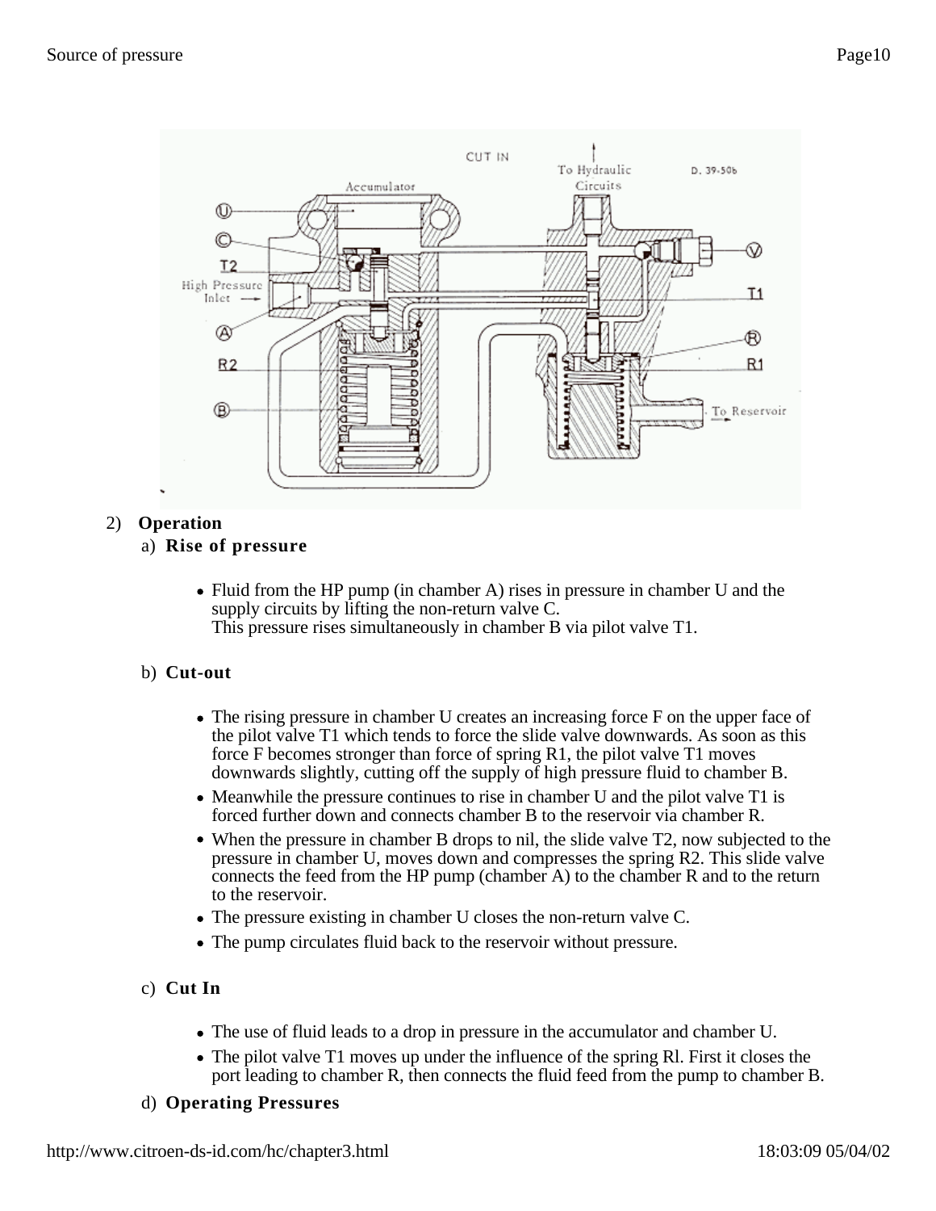2) **Operation**

a) **Rise of pressure**

- Fluid from the HP pump (in chamber A) rises in pressure in chamber U and the supply circuits by lifting the non-return valve C.
  This pressure rises simultaneously in chamber B via pilot valve T1.

b) **Cut-out**

- The rising pressure in chamber U creates an increasing force F on the upper face of the pilot valve T1 which tends to force the slide valve downwards. As soon as this force F becomes stronger than force of spring R1, the pilot valve T1 moves downwards slightly, cutting off the supply of high pressure fluid to chamber B.
- Meanwhile the pressure continues to rise in chamber U and the pilot valve T1 is forced further down and connects chamber B to the reservoir via chamber R.
- When the pressure in chamber B drops to nil, the slide valve T2, now subjected to the pressure in chamber U, moves down and compresses the spring R2. This slide valve connects the feed from the HP pump (chamber A) to the chamber R and to the return to the reservoir.
- The pressure existing in chamber U closes the non-return valve C.
- The pump circulates fluid back to the reservoir without pressure.

c) **Cut In**

- The use of fluid leads to a drop in pressure in the accumulator and chamber U.
- The pilot valve T1 moves up under the influence of the spring Rl. First it closes the port leading to chamber R, then connects the fluid feed from the pump to chamber B.

d) **Operating Pressures**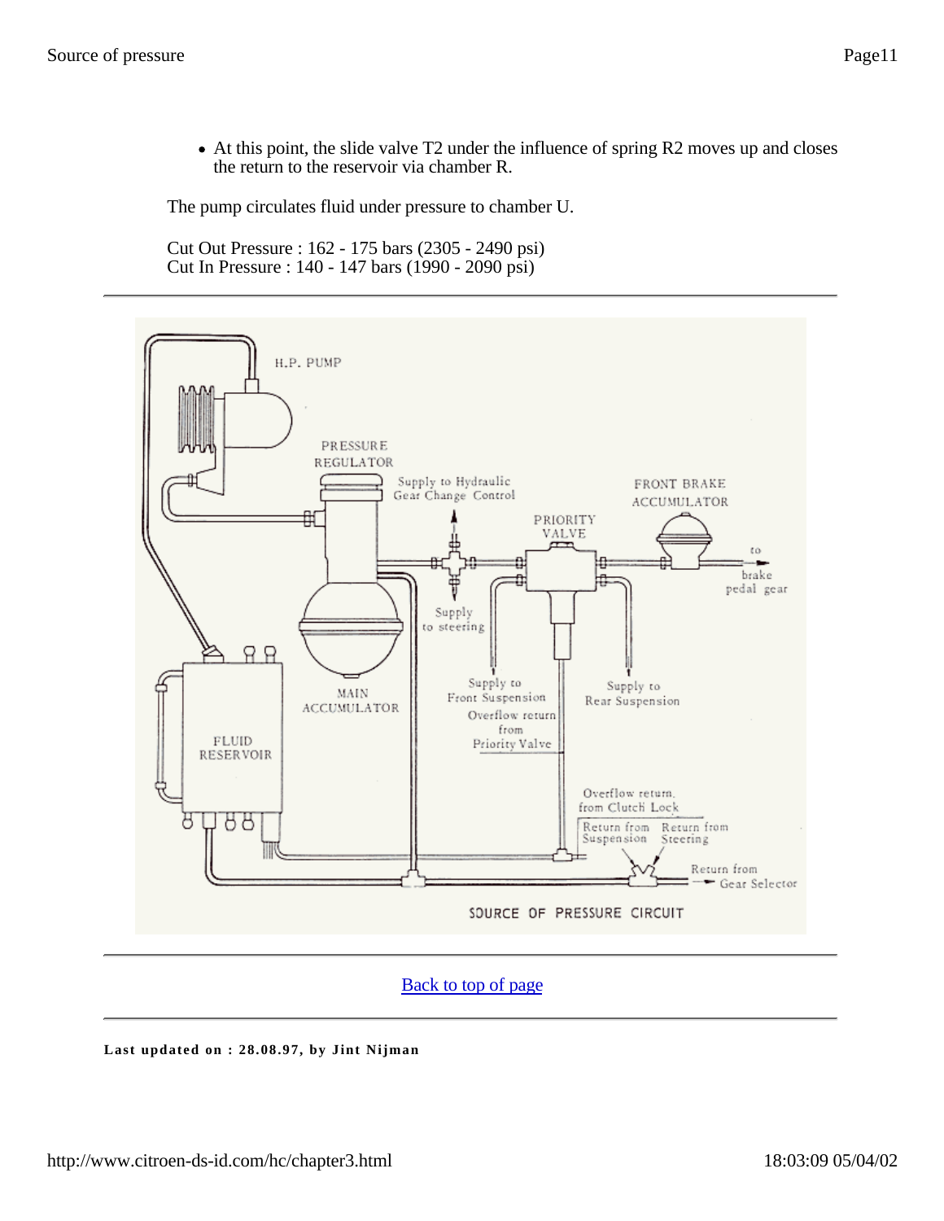- At this point, the slide valve T2 under the influence of spring R2 moves up and closes the return to the reservoir via chamber R.

The pump circulates fluid under pressure to chamber U.

Cut Out Pressure : 162 - 175 bars (2305 - 2490 psi)
Cut In Pressure : 140 - 147 bars (1990 - 2090 psi)

---

H.P. PUMP

PRESSURE REGULATOR

Supply to Hydraulic Gear Change Control

PRIORITY VALVE

FRONT BRAKE ACCUMULATOR

to brake pedal gear

Supply to steering

MAIN ACCUMULATOR

Supply to Front Suspension

Supply to Rear Suspension

Overflow return from Priority Valve

FLUID RESERVOIR

Overflow return from Clutch Lock

Return from Suspension

Return from Steering

Return from Gear Selector

SOURCE OF PRESSURE CIRCUIT

---

Back to top of page

---

**Last updated on : 28.08.97, by Jint Nijman**